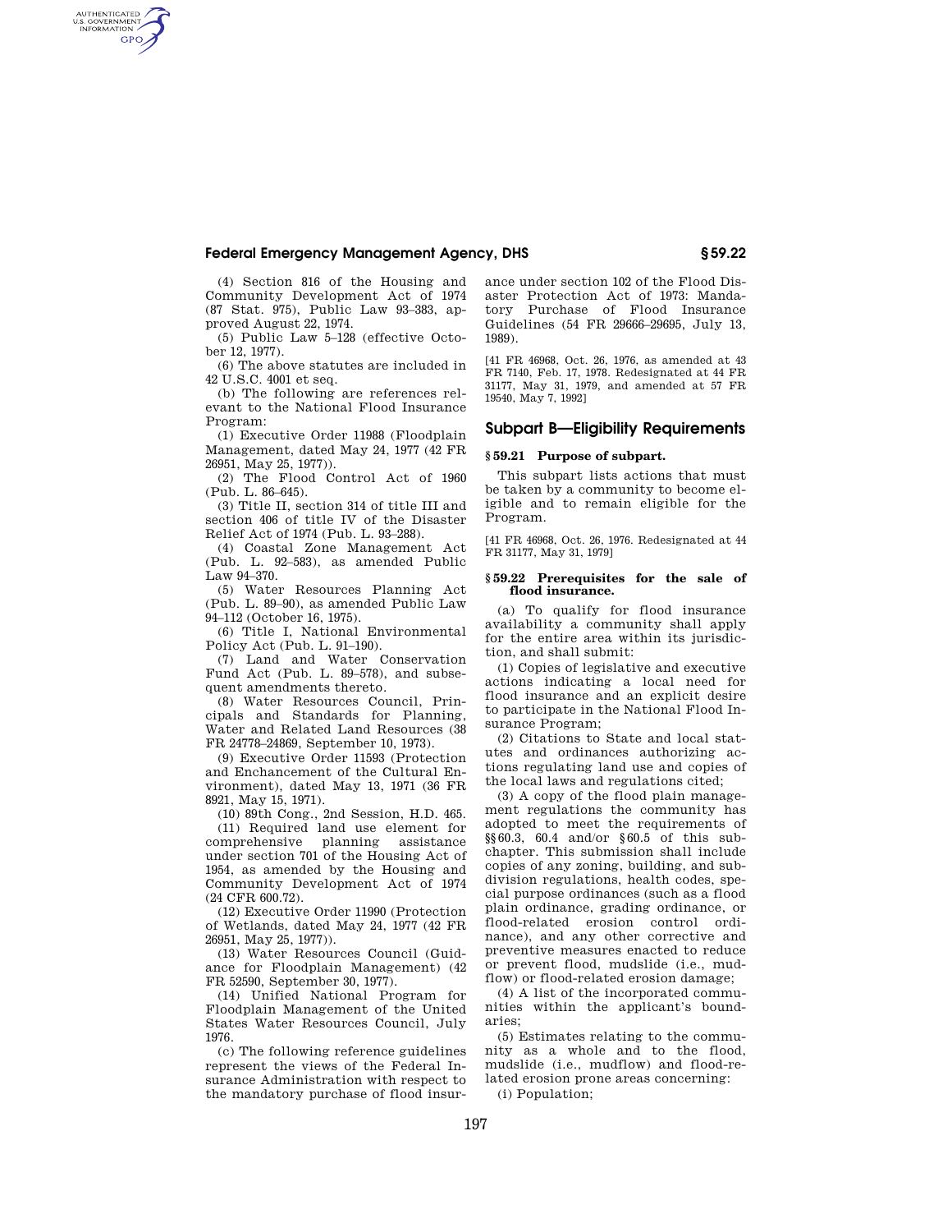(4) Section 816 of the Housing and Community Development Act of 1974 (87 Stat. 975), Public Law 93–383, approved August 22, 1974.

(5) Public Law 5–128 (effective October 12, 1977).

(6) The above statutes are included in 42 U.S.C. 4001 et seq.

(b) The following are references relevant to the National Flood Insurance Program:

(1) Executive Order 11988 (Floodplain Management, dated May 24, 1977 (42 FR 26951, May 25, 1977)).

(2) The Flood Control Act of 1960 (Pub. L. 86–645).

(3) Title II, section 314 of title III and section 406 of title IV of the Disaster Relief Act of 1974 (Pub. L. 93–288).

(4) Coastal Zone Management Act (Pub. L. 92–583), as amended Public Law 94–370.

(5) Water Resources Planning Act (Pub. L. 89–90), as amended Public Law 94–112 (October 16, 1975).

(6) Title I, National Environmental Policy Act (Pub. L. 91–190).

(7) Land and Water Conservation Fund Act (Pub. L. 89–578), and subsequent amendments thereto.

(8) Water Resources Council, Principals and Standards for Planning, Water and Related Land Resources (38 FR 24778–24869, September 10, 1973).

(9) Executive Order 11593 (Protection and Enchancement of the Cultural Environment), dated May 13, 1971 (36 FR 8921, May 15, 1971).

(10) 89th Cong., 2nd Session, H.D. 465.

(11) Required land use element for comprehensive planning assistance under section 701 of the Housing Act of 1954, as amended by the Housing and Community Development Act of 1974 (24 CFR 600.72).

(12) Executive Order 11990 (Protection of Wetlands, dated May 24, 1977 (42 FR 26951, May 25, 1977)).

(13) Water Resources Council (Guidance for Floodplain Management) (42 FR 52590, September 30, 1977).

(14) Unified National Program for Floodplain Management of the United States Water Resources Council, July 1976.

(c) The following reference guidelines represent the views of the Federal Insurance Administration with respect to the mandatory purchase of flood insurance under section 102 of the Flood Disaster Protection Act of 1973: Mandatory Purchase of Flood Insurance Guidelines (54 FR 29666–29695, July 13, 1989).

[41 FR 46968, Oct. 26, 1976, as amended at 43 FR 7140, Feb. 17, 1978. Redesignated at 44 FR 31177, May 31, 1979, and amended at 57 FR 19540, May 7, 1992]

## Subpart B—Eligibility Requirements

### § 59.21 Purpose of subpart.

This subpart lists actions that must be taken by a community to become eligible and to remain eligible for the Program.

[41 FR 46968, Oct. 26, 1976. Redesignated at 44 FR 31177, May 31, 1979]

### § 59.22 Prerequisites for the sale of flood insurance.

(a) To qualify for flood insurance availability a community shall apply for the entire area within its jurisdiction, and shall submit:

(1) Copies of legislative and executive actions indicating a local need for flood insurance and an explicit desire to participate in the National Flood Insurance Program;

(2) Citations to State and local statutes and ordinances authorizing actions regulating land use and copies of the local laws and regulations cited;

(3) A copy of the flood plain management regulations the community has adopted to meet the requirements of §§ 60.3, 60.4 and/or § 60.5 of this subchapter. This submission shall include copies of any zoning, building, and subdivision regulations, health codes, special purpose ordinances (such as a flood plain ordinance, grading ordinance, or flood-related erosion control ordinance), and any other corrective and preventive measures enacted to reduce or prevent flood, mudslide (i.e., mudflow) or flood-related erosion damage;

(4) A list of the incorporated communities within the applicant's boundaries;

(5) Estimates relating to the community as a whole and to the flood, mudslide (i.e., mudflow) and flood-related erosion prone areas concerning:

(i) Population;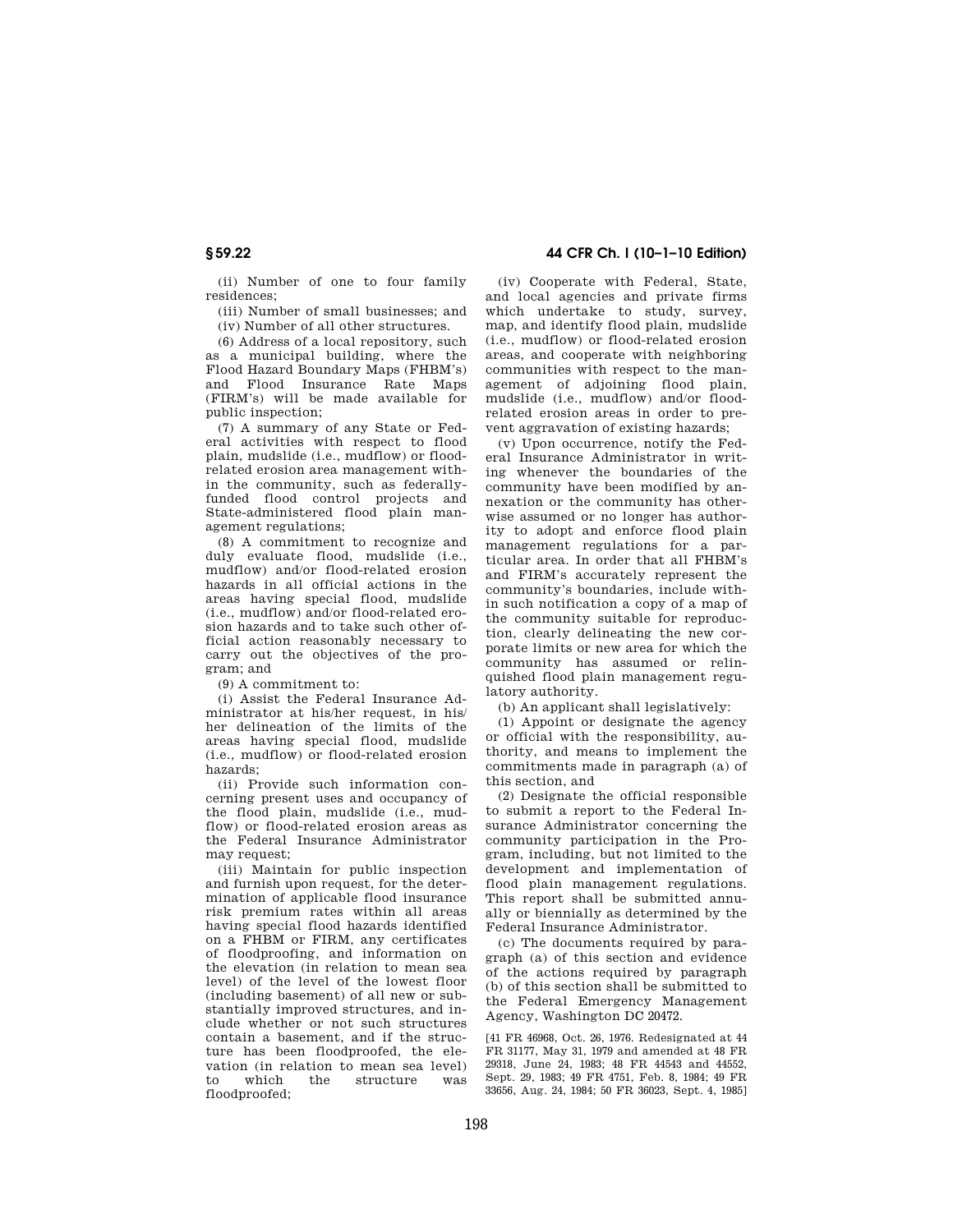(ii) Number of one to four family residences;

(iii) Number of small businesses; and

(iv) Number of all other structures.

(6) Address of a local repository, such as a municipal building, where the Flood Hazard Boundary Maps (FHBM's) and Flood Insurance Rate Maps (FIRM's) will be made available for public inspection;

(7) A summary of any State or Federal activities with respect to flood plain, mudslide (i.e., mudflow) or flood-related erosion area management within the community, such as federally-funded flood control projects and State-administered flood plain management regulations;

(8) A commitment to recognize and duly evaluate flood, mudslide (i.e., mudflow) and/or flood-related erosion hazards in all official actions in the areas having special flood, mudslide (i.e., mudflow) and/or flood-related erosion hazards and to take such other official action reasonably necessary to carry out the objectives of the program; and

(9) A commitment to:

(i) Assist the Federal Insurance Administrator at his/her request, in his/her delineation of the limits of the areas having special flood, mudslide (i.e., mudflow) or flood-related erosion hazards;

(ii) Provide such information concerning present uses and occupancy of the flood plain, mudslide (i.e., mudflow) or flood-related erosion areas as the Federal Insurance Administrator may request;

(iii) Maintain for public inspection and furnish upon request, for the determination of applicable flood insurance risk premium rates within all areas having special flood hazards identified on a FHBM or FIRM, any certificates of floodproofing, and information on the elevation (in relation to mean sea level) of the level of the lowest floor (including basement) of all new or substantially improved structures, and include whether or not such structures contain a basement, and if the structure has been floodproofed, the elevation (in relation to mean sea level) to which the structure was floodproofed;

(iv) Cooperate with Federal, State, and local agencies and private firms which undertake to study, survey, map, and identify flood plain, mudslide (i.e., mudflow) or flood-related erosion areas, and cooperate with neighboring communities with respect to the management of adjoining flood plain, mudslide (i.e., mudflow) and/or flood-related erosion areas in order to prevent aggravation of existing hazards;

(v) Upon occurrence, notify the Federal Insurance Administrator in writing whenever the boundaries of the community have been modified by annexation or the community has otherwise assumed or no longer has authority to adopt and enforce flood plain management regulations for a particular area. In order that all FHBM's and FIRM's accurately represent the community's boundaries, include within such notification a copy of a map of the community suitable for reproduction, clearly delineating the new corporate limits or new area for which the community has assumed or relinquished flood plain management regulatory authority.

(b) An applicant shall legislatively:

(1) Appoint or designate the agency or official with the responsibility, authority, and means to implement the commitments made in paragraph (a) of this section, and

(2) Designate the official responsible to submit a report to the Federal Insurance Administrator concerning the community participation in the Program, including, but not limited to the development and implementation of flood plain management regulations. This report shall be submitted annually or biennially as determined by the Federal Insurance Administrator.

(c) The documents required by paragraph (a) of this section and evidence of the actions required by paragraph (b) of this section shall be submitted to the Federal Emergency Management Agency, Washington DC 20472.

[41 FR 46968, Oct. 26, 1976. Redesignated at 44 FR 31177, May 31, 1979 and amended at 48 FR 29318, June 24, 1983; 48 FR 44543 and 44552, Sept. 29, 1983; 49 FR 4751, Feb. 8, 1984; 49 FR 33656, Aug. 24, 1984; 50 FR 36023, Sept. 4, 1985]